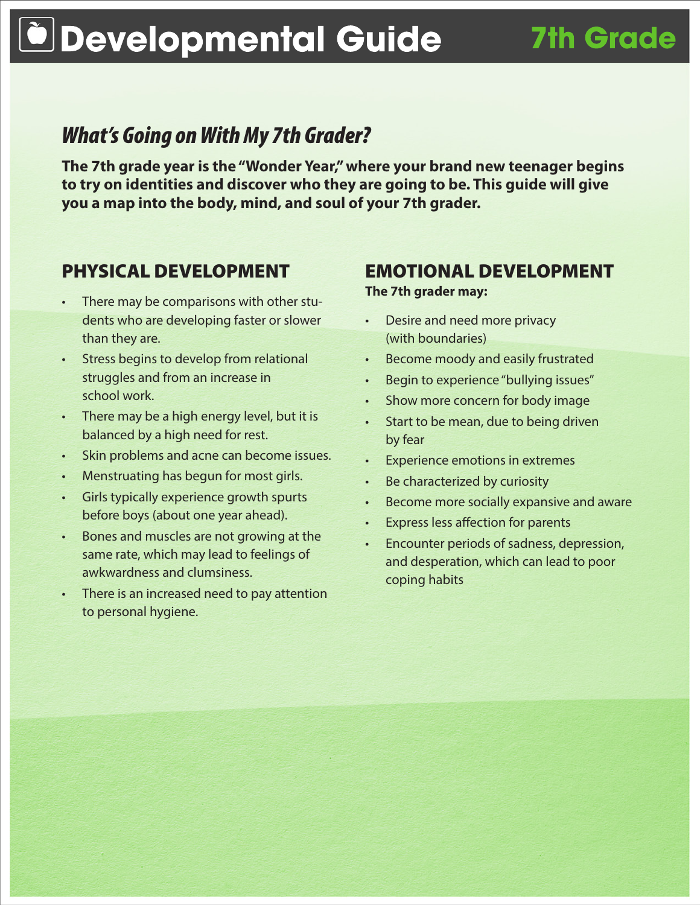# Developmental Guide 7th Grade

## *What's Going on With My 7th Grader?*

**The 7th grade year is the "Wonder Year," where your brand new teenager begins to try on identities and discover who they are going to be. This guide will give you a map into the body, mind, and soul of your 7th grader.**

## PHYSICAL DEVELOPMENT

- There may be comparisons with other students who are developing faster or slower than they are.
- Stress begins to develop from relational struggles and from an increase in school work.
- There may be a high energy level, but it is balanced by a high need for rest.
- Skin problems and acne can become issues.
- Menstruating has begun for most girls.
- Girls typically experience growth spurts before boys (about one year ahead).
- Bones and muscles are not growing at the same rate, which may lead to feelings of awkwardness and clumsiness.
- There is an increased need to pay attention to personal hygiene.

## EMOTIONAL DEVELOPMENT

**The 7th grader may:**

- Desire and need more privacy (with boundaries)
- Become moody and easily frustrated
- Begin to experience "bullying issues"
- Show more concern for body image
- Start to be mean, due to being driven by fear
- Experience emotions in extremes
- Be characterized by curiosity
- Become more socially expansive and aware
- Express less affection for parents
- Encounter periods of sadness, depression, and desperation, which can lead to poor coping habits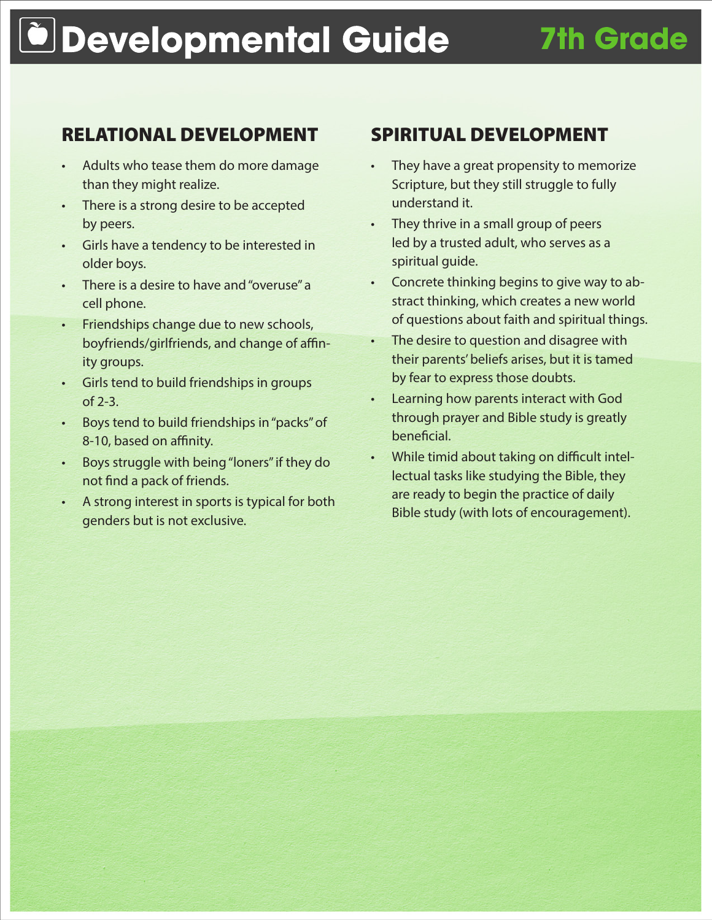# Developmental Guide 7th Grade

## RELATIONAL DEVELOPMENT

- Adults who tease them do more damage than they might realize.
- There is a strong desire to be accepted by peers.
- Girls have a tendency to be interested in older boys.
- There is a desire to have and "overuse" a cell phone.
- Friendships change due to new schools, boyfriends/girlfriends, and change of affinity groups.
- Girls tend to build friendships in groups of 2-3.
- Boys tend to build friendships in "packs" of 8-10, based on affinity.
- Boys struggle with being "loners" if they do not find a pack of friends.
- A strong interest in sports is typical for both genders but is not exclusive.

## SPIRITUAL DEVELOPMENT

- They have a great propensity to memorize Scripture, but they still struggle to fully understand it.
- They thrive in a small group of peers led by a trusted adult, who serves as a spiritual guide.
- Concrete thinking begins to give way to abstract thinking, which creates a new world of questions about faith and spiritual things.
- The desire to question and disagree with their parents' beliefs arises, but it is tamed by fear to express those doubts.
- Learning how parents interact with God through prayer and Bible study is greatly beneficial.
- While timid about taking on difficult intellectual tasks like studying the Bible, they are ready to begin the practice of daily Bible study (with lots of encouragement).